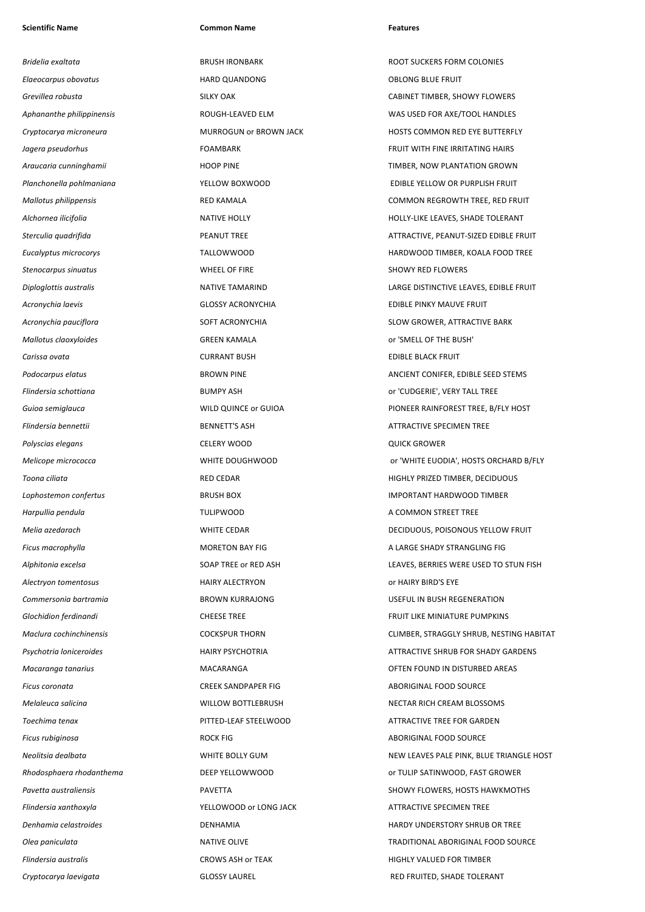| Scientific Name | Common Name | Features |
|---|---|---|
| *Bridelia exaltata* | BRUSH IRONBARK | ROOT SUCKERS FORM COLONIES |
| *Elaeocarpus obovatus* | HARD QUANDONG | OBLONG BLUE FRUIT |
| *Grevillea robusta* | SILKY OAK | CABINET TIMBER, SHOWY FLOWERS |
| *Aphananthe philippinensis* | ROUGH-LEAVED ELM | WAS USED FOR AXE/TOOL HANDLES |
| *Cryptocarya microneura* | MURROGUN or BROWN JACK | HOSTS COMMON RED EYE BUTTERFLY |
| *Jagera pseudorhus* | FOAMBARK | FRUIT WITH FINE IRRITATING HAIRS |
| *Araucaria cunninghamii* | HOOP PINE | TIMBER, NOW PLANTATION GROWN |
| *Planchonella pohlmaniana* | YELLOW BOXWOOD | EDIBLE YELLOW OR PURPLISH FRUIT |
| *Mallotus philippensis* | RED KAMALA | COMMON REGROWTH TREE, RED FRUIT |
| *Alchornea ilicifolia* | NATIVE HOLLY | HOLLY-LIKE LEAVES, SHADE TOLERANT |
| *Sterculia quadrifida* | PEANUT TREE | ATTRACTIVE, PEANUT-SIZED EDIBLE FRUIT |
| *Eucalyptus microcorys* | TALLOWWOOD | HARDWOOD TIMBER, KOALA FOOD TREE |
| *Stenocarpus sinuatus* | WHEEL OF FIRE | SHOWY RED FLOWERS |
| *Diploglottis australis* | NATIVE TAMARIND | LARGE DISTINCTIVE LEAVES, EDIBLE FRUIT |
| *Acronychia laevis* | GLOSSY ACRONYCHIA | EDIBLE PINKY MAUVE FRUIT |
| *Acronychia pauciflora* | SOFT ACRONYCHIA | SLOW GROWER, ATTRACTIVE BARK |
| *Mallotus claoxyloides* | GREEN KAMALA | or 'SMELL OF THE BUSH' |
| *Carissa ovata* | CURRANT BUSH | EDIBLE BLACK FRUIT |
| *Podocarpus elatus* | BROWN PINE | ANCIENT CONIFER, EDIBLE SEED STEMS |
| *Flindersia schottiana* | BUMPY ASH | or 'CUDGERIE', VERY TALL TREE |
| *Guioa semiglauca* | WILD QUINCE or GUIOA | PIONEER RAINFOREST TREE, B/FLY HOST |
| *Flindersia bennettii* | BENNETT'S ASH | ATTRACTIVE SPECIMEN TREE |
| *Polyscias elegans* | CELERY WOOD | QUICK GROWER |
| *Melicope micrococca* | WHITE DOUGHWOOD | or 'WHITE EUODIA', HOSTS ORCHARD B/FLY |
| *Toona ciliata* | RED CEDAR | HIGHLY PRIZED TIMBER, DECIDUOUS |
| *Lophostemon confertus* | BRUSH BOX | IMPORTANT HARDWOOD TIMBER |
| *Harpullia pendula* | TULIPWOOD | A COMMON STREET TREE |
| *Melia azedarach* | WHITE CEDAR | DECIDUOUS, POISONOUS YELLOW FRUIT |
| *Ficus macrophylla* | MORETON BAY FIG | A LARGE SHADY STRANGLING FIG |
| *Alphitonia excelsa* | SOAP TREE or RED ASH | LEAVES, BERRIES WERE USED TO STUN FISH |
| *Alectryon tomentosus* | HAIRY ALECTRYON | or HAIRY BIRD'S EYE |
| *Commersonia bartramia* | BROWN KURRAJONG | USEFUL IN BUSH REGENERATION |
| *Glochidion ferdinandi* | CHEESE TREE | FRUIT LIKE MINIATURE PUMPKINS |
| *Maclura cochinchinensis* | COCKSPUR THORN | CLIMBER, STRAGGLY SHRUB, NESTING HABITAT |
| *Psychotria loniceroides* | HAIRY PSYCHOTRIA | ATTRACTIVE SHRUB FOR SHADY GARDENS |
| *Macaranga tanarius* | MACARANGA | OFTEN FOUND IN DISTURBED AREAS |
| *Ficus coronata* | CREEK SANDPAPER FIG | ABORIGINAL FOOD SOURCE |
| *Melaleuca salicina* | WILLOW BOTTLEBRUSH | NECTAR RICH CREAM BLOSSOMS |
| *Toechima tenax* | PITTED-LEAF STEELWOOD | ATTRACTIVE TREE FOR GARDEN |
| *Ficus rubiginosa* | ROCK FIG | ABORIGINAL FOOD SOURCE |
| *Neolitsia dealbata* | WHITE BOLLY GUM | NEW LEAVES PALE PINK, BLUE TRIANGLE HOST |
| *Rhodosphaera rhodanthema* | DEEP YELLOWWOOD | or TULIP SATINWOOD, FAST GROWER |
| *Pavetta australiensis* | PAVETTA | SHOWY FLOWERS, HOSTS HAWKMOTHS |
| *Flindersia xanthoxyla* | YELLOWOOD or LONG JACK | ATTRACTIVE SPECIMEN TREE |
| *Denhamia celastroides* | DENHAMIA | HARDY UNDERSTORY SHRUB OR TREE |
| *Olea paniculata* | NATIVE OLIVE | TRADITIONAL ABORIGINAL FOOD SOURCE |
| *Flindersia australis* | CROWS ASH or TEAK | HIGHLY VALUED FOR TIMBER |
| *Cryptocarya laevigata* | GLOSSY LAUREL | RED FRUITED, SHADE TOLERANT |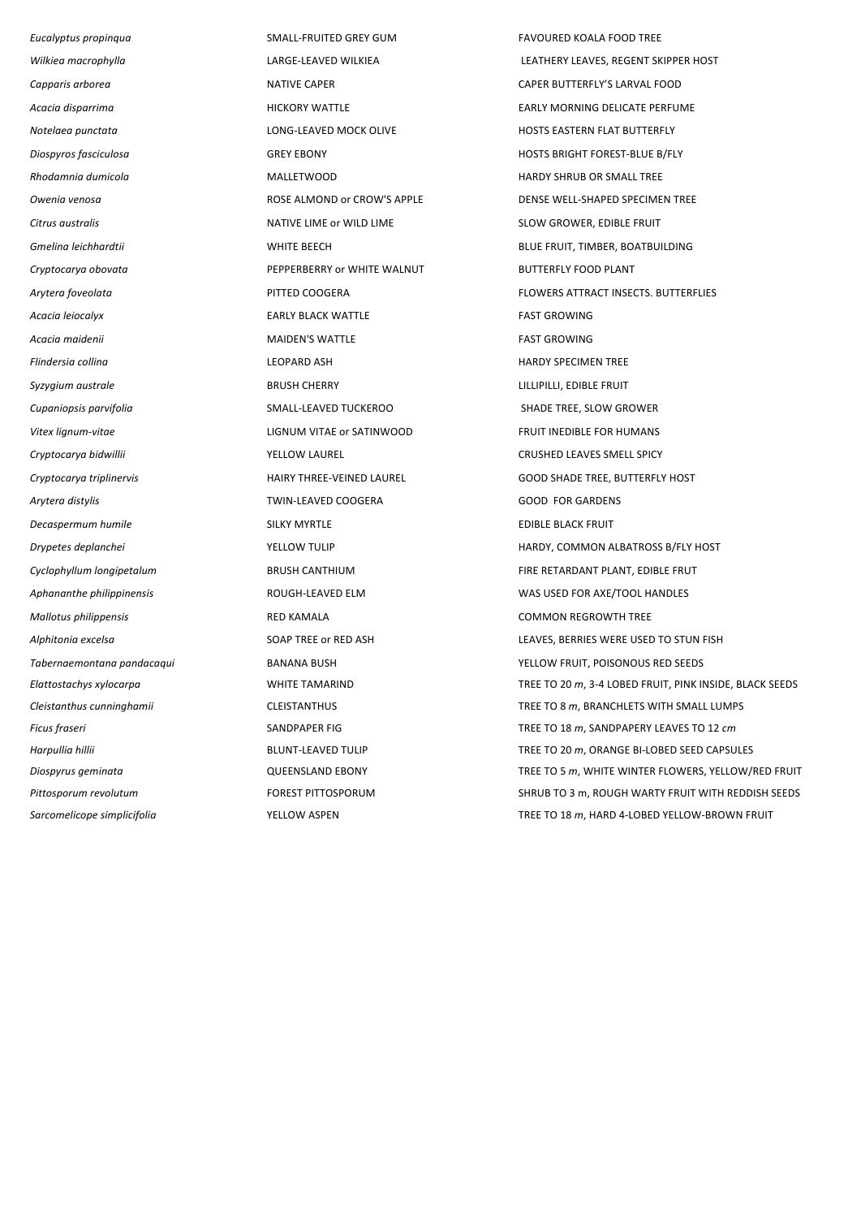| | | |
|---|---|---|
| *Eucalyptus propinqua* | SMALL-FRUITED GREY GUM | FAVOURED KOALA FOOD TREE |
| *Wilkiea macrophylla* | LARGE-LEAVED WILKIEA | LEATHERY LEAVES, REGENT SKIPPER HOST |
| *Capparis arborea* | NATIVE CAPER | CAPER BUTTERFLY'S LARVAL FOOD |
| *Acacia disparrima* | HICKORY WATTLE | EARLY MORNING DELICATE PERFUME |
| *Notelaea punctata* | LONG-LEAVED MOCK OLIVE | HOSTS EASTERN FLAT BUTTERFLY |
| *Diospyros fasciculosa* | GREY EBONY | HOSTS BRIGHT FOREST-BLUE B/FLY |
| *Rhodamnia dumicola* | MALLETWOOD | HARDY SHRUB OR SMALL TREE |
| *Owenia venosa* | ROSE ALMOND or CROW'S APPLE | DENSE WELL-SHAPED SPECIMEN TREE |
| *Citrus australis* | NATIVE LIME or WILD LIME | SLOW GROWER, EDIBLE FRUIT |
| *Gmelina leichhardtii* | WHITE BEECH | BLUE FRUIT, TIMBER, BOATBUILDING |
| *Cryptocarya obovata* | PEPPERBERRY or WHITE WALNUT | BUTTERFLY FOOD PLANT |
| *Arytera foveolata* | PITTED COOGERA | FLOWERS ATTRACT INSECTS. BUTTERFLIES |
| *Acacia leiocalyx* | EARLY BLACK WATTLE | FAST GROWING |
| *Acacia maidenii* | MAIDEN'S WATTLE | FAST GROWING |
| *Flindersia collina* | LEOPARD ASH | HARDY SPECIMEN TREE |
| *Syzygium australe* | BRUSH CHERRY | LILLIPILLI, EDIBLE FRUIT |
| *Cupaniopsis parvifolia* | SMALL-LEAVED TUCKEROO | SHADE TREE, SLOW GROWER |
| *Vitex lignum-vitae* | LIGNUM VITAE or SATINWOOD | FRUIT INEDIBLE FOR HUMANS |
| *Cryptocarya bidwillii* | YELLOW LAUREL | CRUSHED LEAVES SMELL SPICY |
| *Cryptocarya triplinervis* | HAIRY THREE-VEINED LAUREL | GOOD SHADE TREE, BUTTERFLY HOST |
| *Arytera distylis* | TWIN-LEAVED COOGERA | GOOD FOR GARDENS |
| *Decaspermum humile* | SILKY MYRTLE | EDIBLE BLACK FRUIT |
| *Drypetes deplanchei* | YELLOW TULIP | HARDY, COMMON ALBATROSS B/FLY HOST |
| *Cyclophyllum longipetalum* | BRUSH CANTHIUM | FIRE RETARDANT PLANT, EDIBLE FRUT |
| *Aphananthe philippinensis* | ROUGH-LEAVED ELM | WAS USED FOR AXE/TOOL HANDLES |
| *Mallotus philippensis* | RED KAMALA | COMMON REGROWTH TREE |
| *Alphitonia excelsa* | SOAP TREE or RED ASH | LEAVES, BERRIES WERE USED TO STUN FISH |
| *Tabernaemontana pandacaqui* | BANANA BUSH | YELLOW FRUIT, POISONOUS RED SEEDS |
| *Elattostachys xylocarpa* | WHITE TAMARIND | TREE TO 20 *m*, 3-4 LOBED FRUIT, PINK INSIDE, BLACK SEEDS |
| *Cleistanthus cunninghamii* | CLEISTANTHUS | TREE TO 8 *m*, BRANCHLETS WITH SMALL LUMPS |
| *Ficus fraseri* | SANDPAPER FIG | TREE TO 18 *m*, SANDPAPERY LEAVES TO 12 *cm* |
| *Harpullia hillii* | BLUNT-LEAVED TULIP | TREE TO 20 *m*, ORANGE BI-LOBED SEED CAPSULES |
| *Diospyrus geminata* | QUEENSLAND EBONY | TREE TO 5 *m*, WHITE WINTER FLOWERS, YELLOW/RED FRUIT |
| *Pittosporum revolutum* | FOREST PITTOSPORUM | SHRUB TO 3 m, ROUGH WARTY FRUIT WITH REDDISH SEEDS |
| *Sarcomelicope simplicifolia* | YELLOW ASPEN | TREE TO 18 *m*, HARD 4-LOBED YELLOW-BROWN FRUIT |